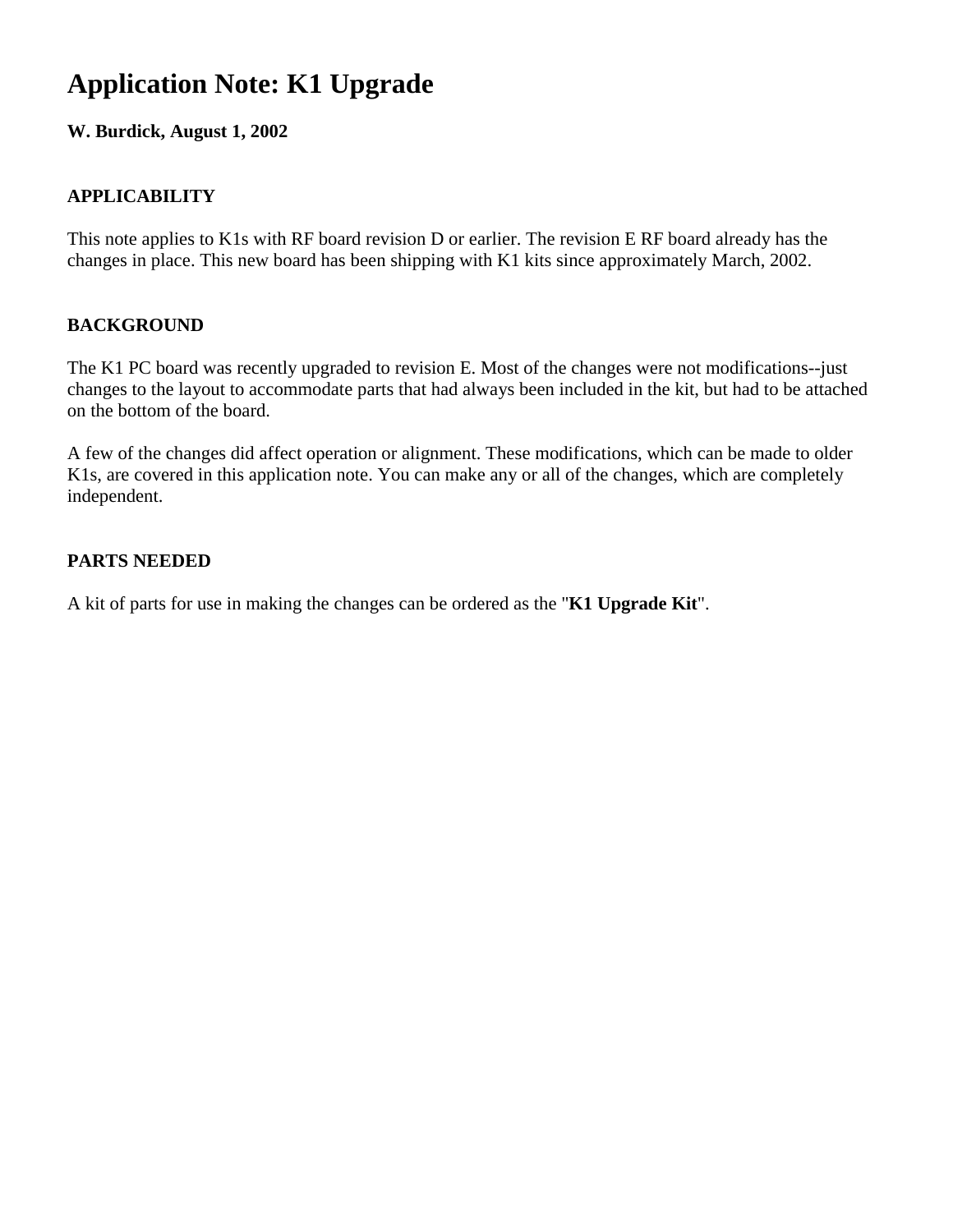# Application Note: K1 Upgrade

**W. Burdick, August 1, 2002**

### APPLICABILITY

This note applies to K1s with RF board revision D or earlier. The revision E RF board already has the changes in place. This new board has been shipping with K1 kits since approximately March, 2002.

### BACKGROUND

The K1 PC board was recently upgraded to revision E. Most of the changes were not modifications--just changes to the layout to accommodate parts that had always been included in the kit, but had to be attached on the bottom of the board.

A few of the changes did affect operation or alignment. These modifications, which can be made to older K1s, are covered in this application note. You can make any or all of the changes, which are completely independent.

### PARTS NEEDED

A kit of parts for use in making the changes can be ordered as the "**K1 Upgrade Kit**".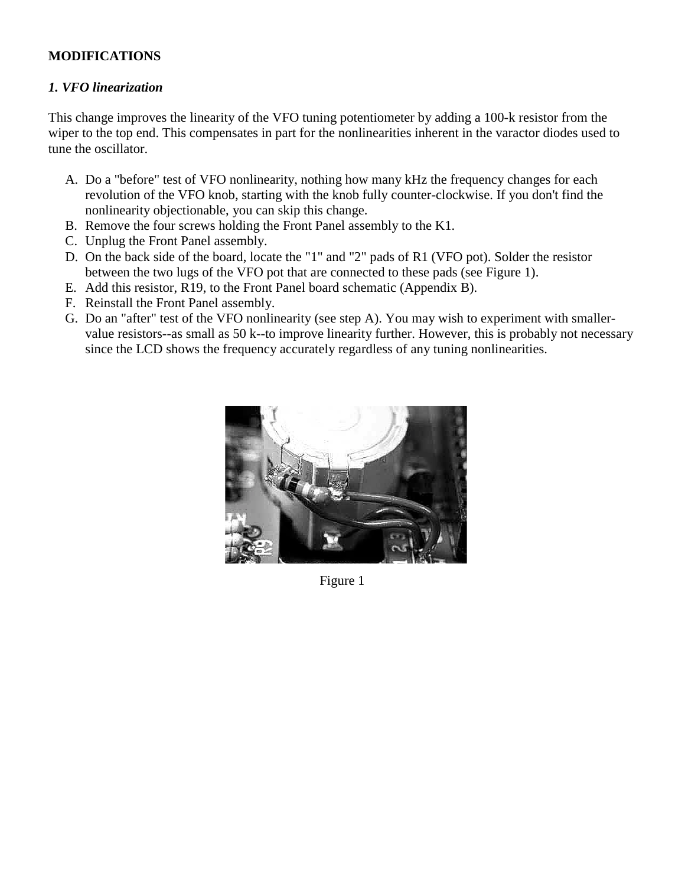**MODIFICATIONS**

***1. VFO linearization***

This change improves the linearity of the VFO tuning potentiometer by adding a 100-k resistor from the wiper to the top end. This compensates in part for the nonlinearities inherent in the varactor diodes used to tune the oscillator.

A. Do a "before" test of VFO nonlinearity, nothing how many kHz the frequency changes for each revolution of the VFO knob, starting with the knob fully counter-clockwise. If you don't find the nonlinearity objectionable, you can skip this change.
B. Remove the four screws holding the Front Panel assembly to the K1.
C. Unplug the Front Panel assembly.
D. On the back side of the board, locate the "1" and "2" pads of R1 (VFO pot). Solder the resistor between the two lugs of the VFO pot that are connected to these pads (see Figure 1).
E. Add this resistor, R19, to the Front Panel board schematic (Appendix B).
F. Reinstall the Front Panel assembly.
G. Do an "after" test of the VFO nonlinearity (see step A). You may wish to experiment with smaller-value resistors--as small as 50 k--to improve linearity further. However, this is probably not necessary since the LCD shows the frequency accurately regardless of any tuning nonlinearities.

Figure 1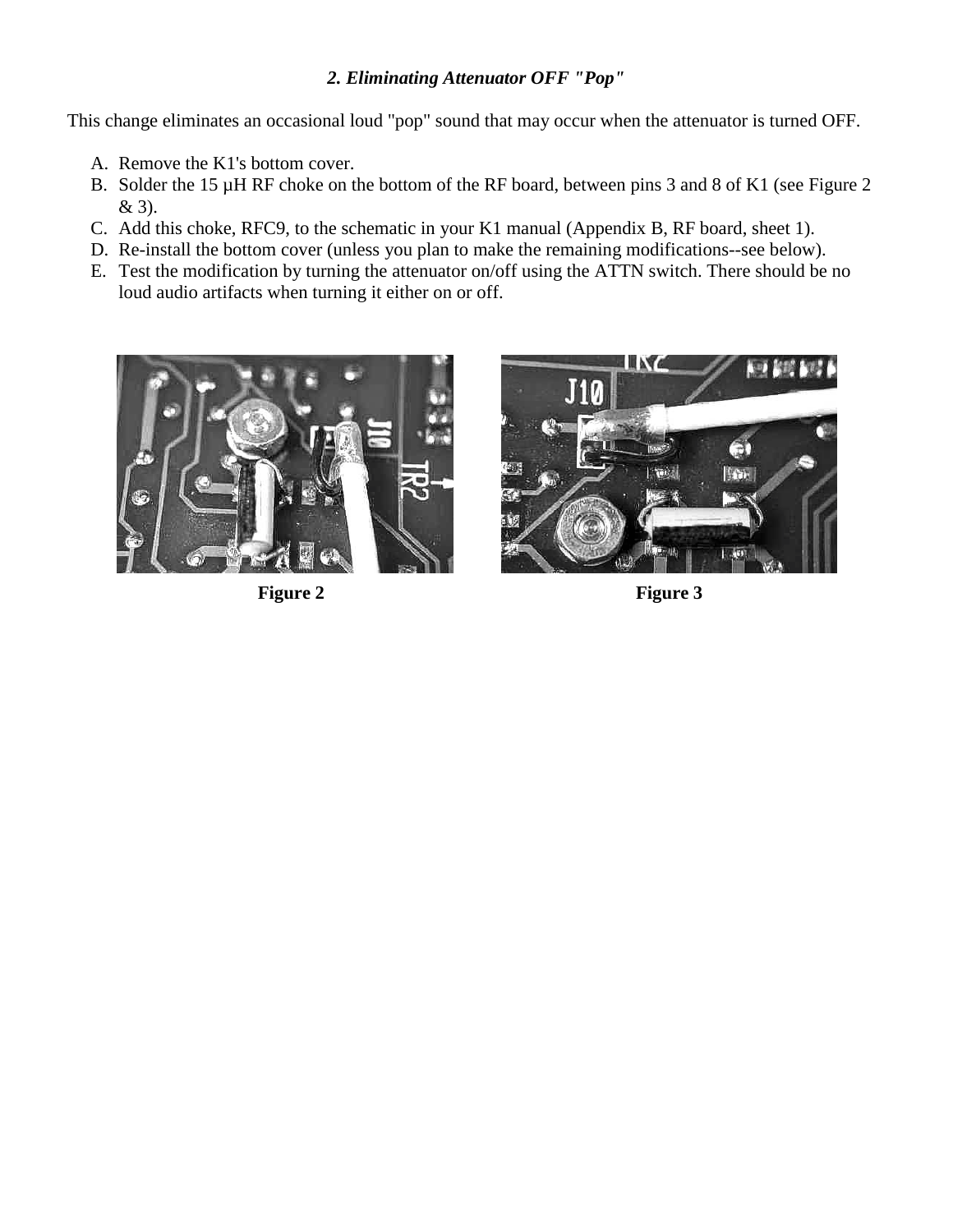### *2. Eliminating Attenuator OFF "Pop"*

This change eliminates an occasional loud "pop" sound that may occur when the attenuator is turned OFF.

A. Remove the K1's bottom cover.
B. Solder the 15 µH RF choke on the bottom of the RF board, between pins 3 and 8 of K1 (see Figure 2 & 3).
C. Add this choke, RFC9, to the schematic in your K1 manual (Appendix B, RF board, sheet 1).
D. Re-install the bottom cover (unless you plan to make the remaining modifications--see below).
E. Test the modification by turning the attenuator on/off using the ATTN switch. There should be no loud audio artifacts when turning it either on or off.

**Figure 2**

**Figure 3**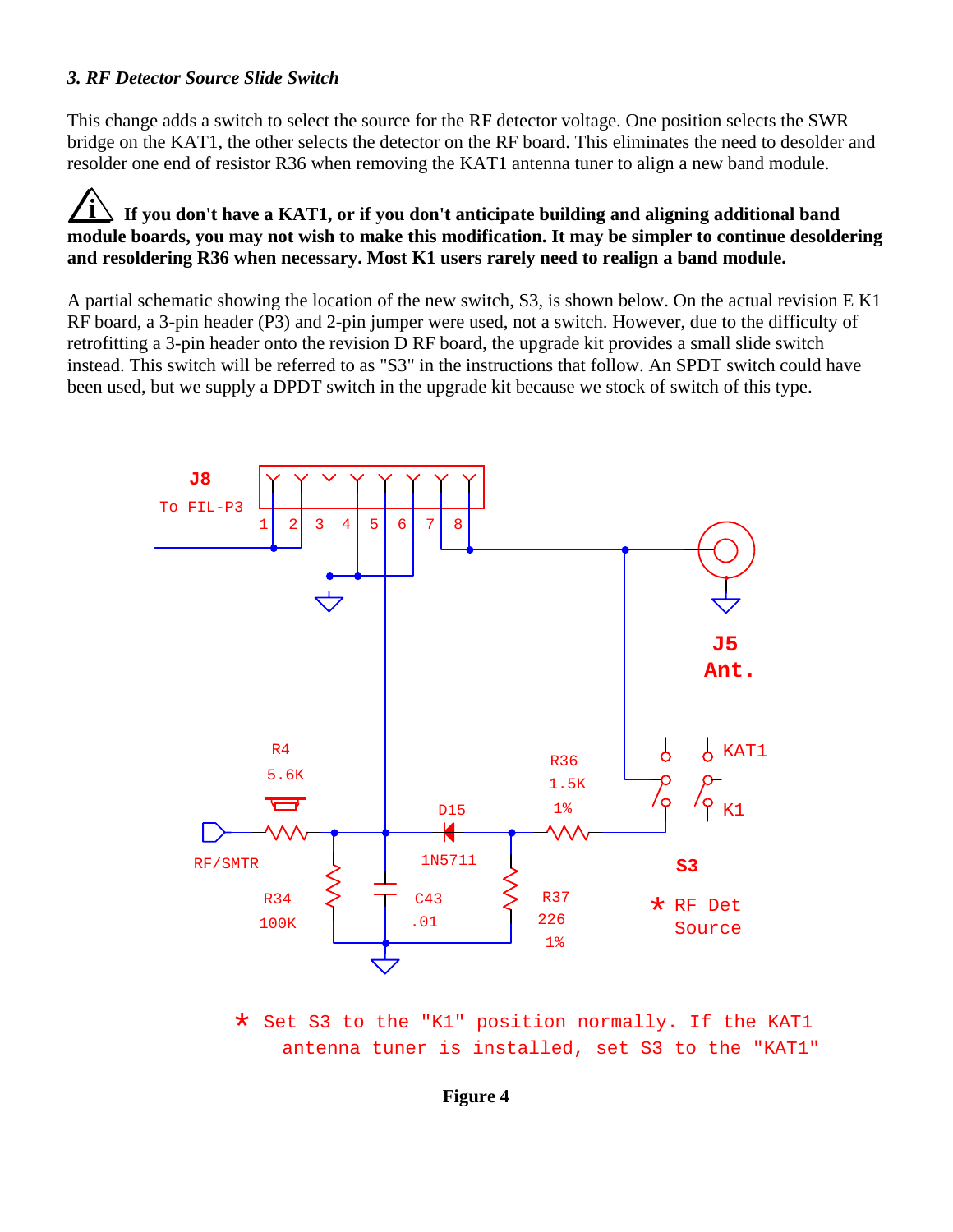### *3. RF Detector Source Slide Switch*

This change adds a switch to select the source for the RF detector voltage. One position selects the SWR bridge on the KAT1, the other selects the detector on the RF board. This eliminates the need to desolder and resolder one end of resistor R36 when removing the KAT1 antenna tuner to align a new band module.

**If you don't have a KAT1, or if you don't anticipate building and aligning additional band module boards, you may not wish to make this modification. It may be simpler to continue desoldering and resoldering R36 when necessary. Most K1 users rarely need to realign a band module.**

A partial schematic showing the location of the new switch, S3, is shown below. On the actual revision E K1 RF board, a 3-pin header (P3) and 2-pin jumper were used, not a switch. However, due to the difficulty of retrofitting a 3-pin header onto the revision D RF board, the upgrade kit provides a small slide switch instead. This switch will be referred to as "S3" in the instructions that follow. An SPDT switch could have been used, but we supply a DPDT switch in the upgrade kit because we stock of switch of this type.

J8 To FIL-P3 1 2 3 4 5 6 7 8

J5 Ant.

R4 5.6K

RF/SMTR

R34 100K

C43 .01

D15 1N5711

R36 1.5K 1%

R37 226 1%

KAT1

K1

S3

* RF Det Source

* Set S3 to the "K1" position normally. If the KAT1 antenna tuner is installed, set S3 to the "KAT1"

**Figure 4**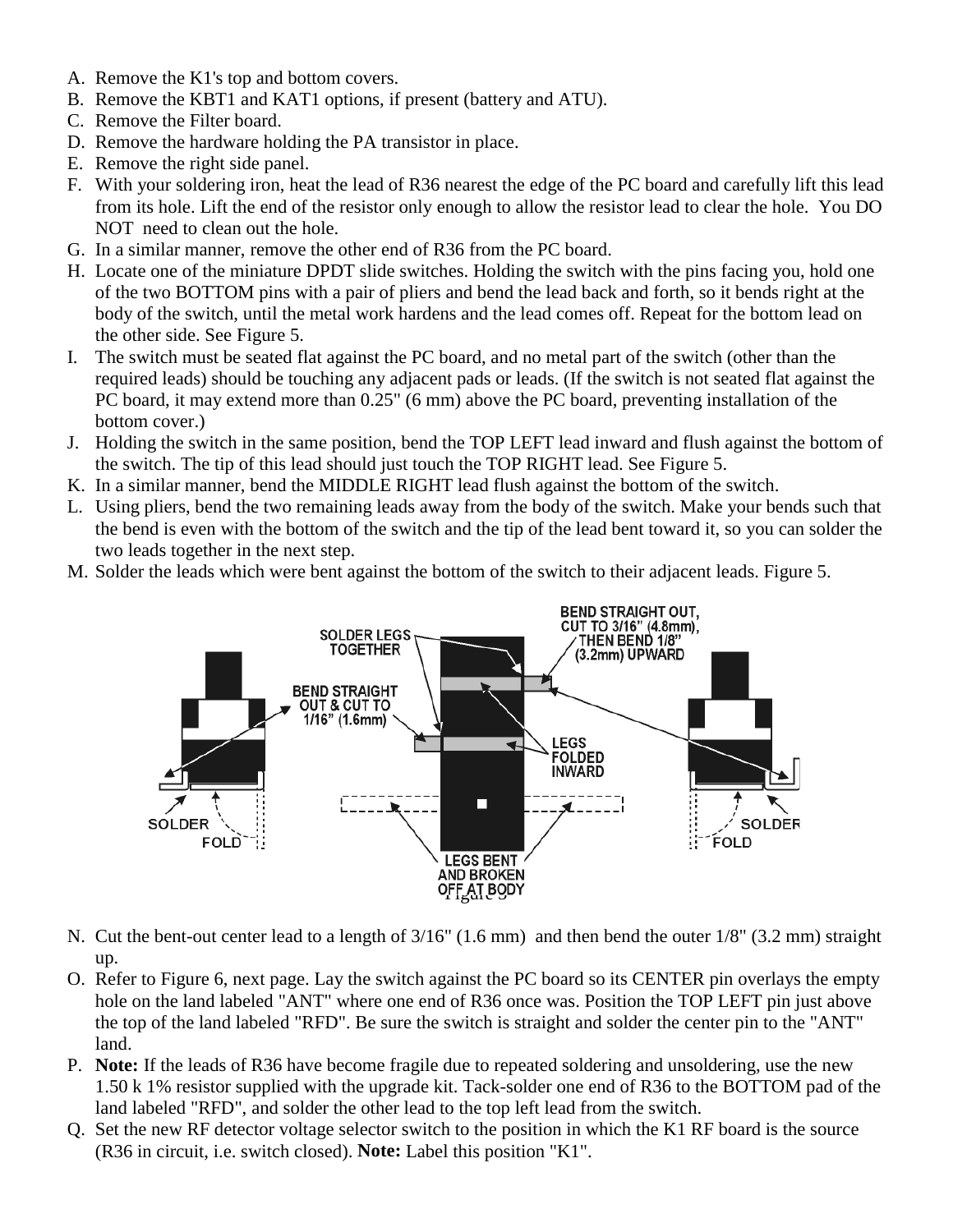A. Remove the K1's top and bottom covers.
B. Remove the KBT1 and KAT1 options, if present (battery and ATU).
C. Remove the Filter board.
D. Remove the hardware holding the PA transistor in place.
E. Remove the right side panel.
F. With your soldering iron, heat the lead of R36 nearest the edge of the PC board and carefully lift this lead from its hole. Lift the end of the resistor only enough to allow the resistor lead to clear the hole. You DO NOT need to clean out the hole.
G. In a similar manner, remove the other end of R36 from the PC board.
H. Locate one of the miniature DPDT slide switches. Holding the switch with the pins facing you, hold one of the two BOTTOM pins with a pair of pliers and bend the lead back and forth, so it bends right at the body of the switch, until the metal work hardens and the lead comes off. Repeat for the bottom lead on the other side. See Figure 5.
I. The switch must be seated flat against the PC board, and no metal part of the switch (other than the required leads) should be touching any adjacent pads or leads. (If the switch is not seated flat against the PC board, it may extend more than 0.25" (6 mm) above the PC board, preventing installation of the bottom cover.)
J. Holding the switch in the same position, bend the TOP LEFT lead inward and flush against the bottom of the switch. The tip of this lead should just touch the TOP RIGHT lead. See Figure 5.
K. In a similar manner, bend the MIDDLE RIGHT lead flush against the bottom of the switch.
L. Using pliers, bend the two remaining leads away from the body of the switch. Make your bends such that the bend is even with the bottom of the switch and the tip of the lead bent toward it, so you can solder the two leads together in the next step.
M. Solder the leads which were bent against the bottom of the switch to their adjacent leads. Figure 5.

Figure 5

N. Cut the bent-out center lead to a length of 3/16" (1.6 mm) and then bend the outer 1/8" (3.2 mm) straight up.
O. Refer to Figure 6, next page. Lay the switch against the PC board so its CENTER pin overlays the empty hole on the land labeled "ANT" where one end of R36 once was. Position the TOP LEFT pin just above the top of the land labeled "RFD". Be sure the switch is straight and solder the center pin to the "ANT" land.
P. **Note:** If the leads of R36 have become fragile due to repeated soldering and unsoldering, use the new 1.50 k 1% resistor supplied with the upgrade kit. Tack-solder one end of R36 to the BOTTOM pad of the land labeled "RFD", and solder the other lead to the top left lead from the switch.
Q. Set the new RF detector voltage selector switch to the position in which the K1 RF board is the source (R36 in circuit, i.e. switch closed). **Note:** Label this position "K1".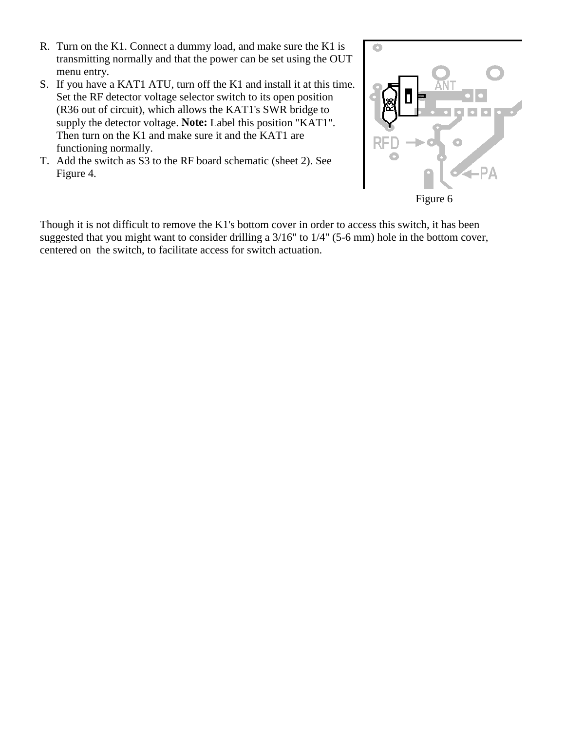R. Turn on the K1. Connect a dummy load, and make sure the K1 is transmitting normally and that the power can be set using the OUT menu entry.

S. If you have a KAT1 ATU, turn off the K1 and install it at this time. Set the RF detector voltage selector switch to its open position (R36 out of circuit), which allows the KAT1's SWR bridge to supply the detector voltage. **Note:** Label this position "KAT1". Then turn on the K1 and make sure it and the KAT1 are functioning normally.

T. Add the switch as S3 to the RF board schematic (sheet 2). See Figure 4.

Figure 6

Though it is not difficult to remove the K1's bottom cover in order to access this switch, it has been suggested that you might want to consider drilling a 3/16" to 1/4" (5-6 mm) hole in the bottom cover, centered on the switch, to facilitate access for switch actuation.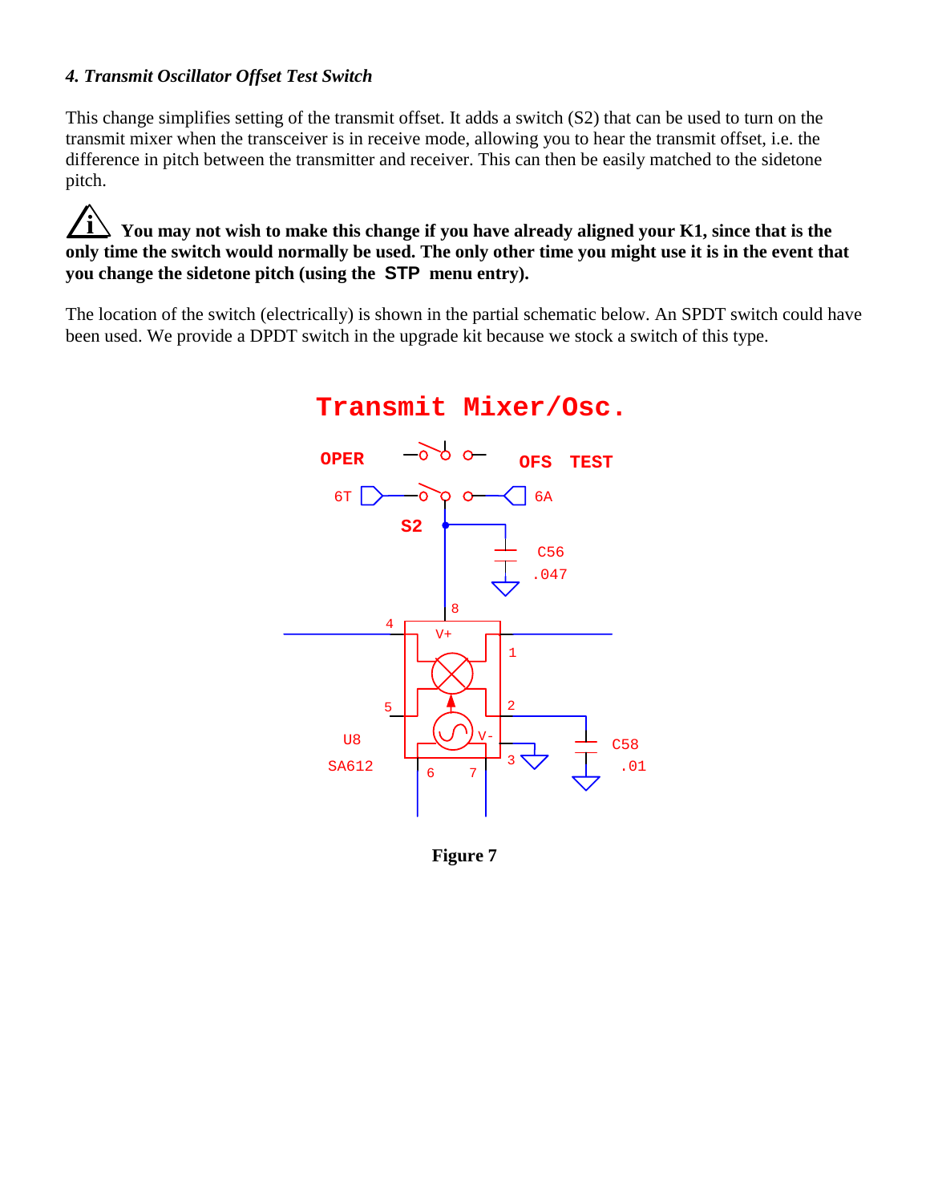#### *4. Transmit Oscillator Offset Test Switch*

This change simplifies setting of the transmit offset. It adds a switch (S2) that can be used to turn on the transmit mixer when the transceiver is in receive mode, allowing you to hear the transmit offset, i.e. the difference in pitch between the transmitter and receiver. This can then be easily matched to the sidetone pitch.

**You may not wish to make this change if you have already aligned your K1, since that is the only time the switch would normally be used. The only other time you might use it is in the event that you change the sidetone pitch (using the STP menu entry).**

The location of the switch (electrically) is shown in the partial schematic below. An SPDT switch could have been used. We provide a DPDT switch in the upgrade kit because we stock a switch of this type.

**Figure 7**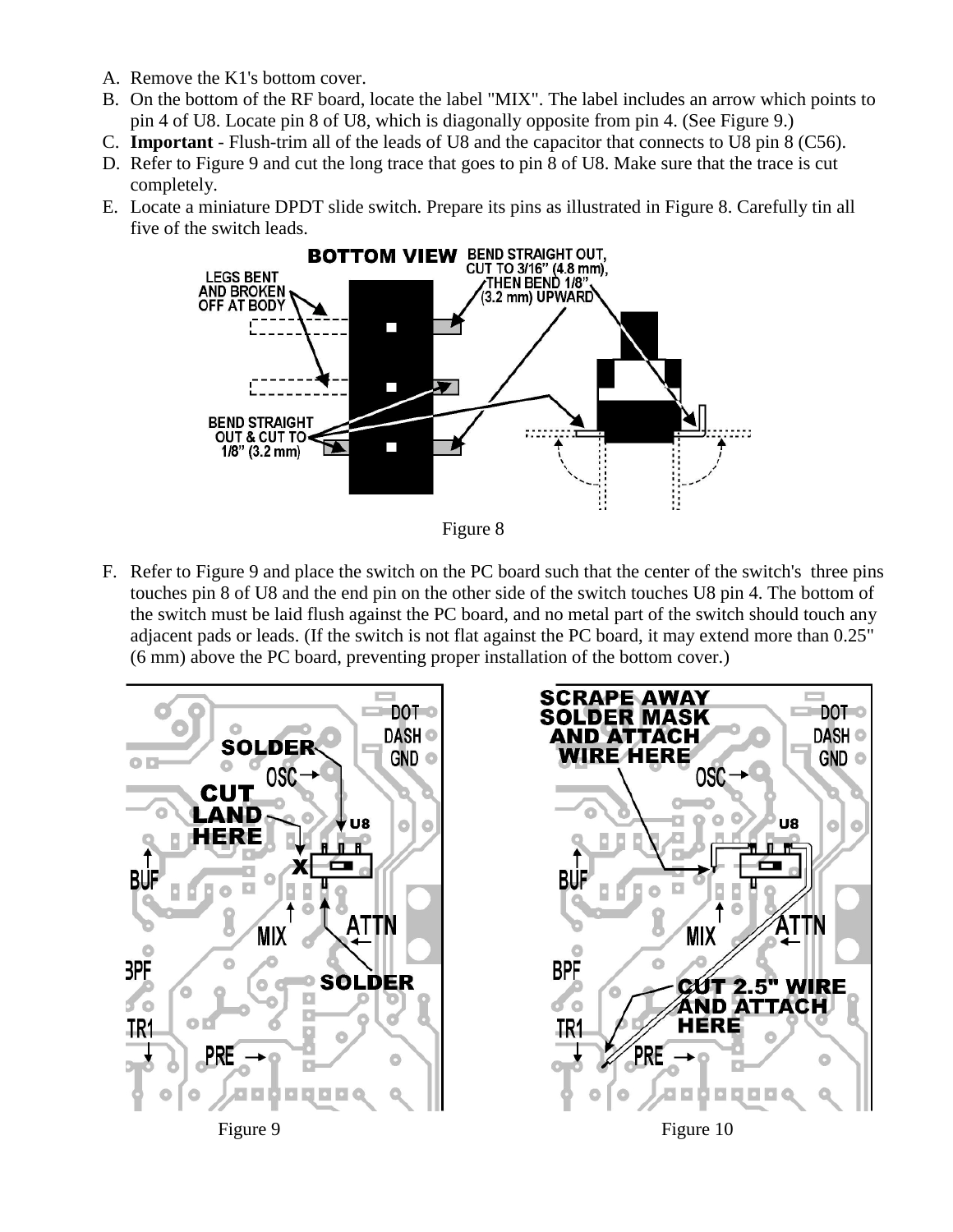A. Remove the K1's bottom cover.
B. On the bottom of the RF board, locate the label "MIX". The label includes an arrow which points to pin 4 of U8. Locate pin 8 of U8, which is diagonally opposite from pin 4. (See Figure 9.)
C. **Important** - Flush-trim all of the leads of U8 and the capacitor that connects to U8 pin 8 (C56).
D. Refer to Figure 9 and cut the long trace that goes to pin 8 of U8. Make sure that the trace is cut completely.
E. Locate a miniature DPDT slide switch. Prepare its pins as illustrated in Figure 8. Carefully tin all five of the switch leads.

Figure 8

F. Refer to Figure 9 and place the switch on the PC board such that the center of the switch's three pins touches pin 8 of U8 and the end pin on the other side of the switch touches U8 pin 4. The bottom of the switch must be laid flush against the PC board, and no metal part of the switch should touch any adjacent pads or leads. (If the switch is not flat against the PC board, it may extend more than 0.25" (6 mm) above the PC board, preventing proper installation of the bottom cover.)

Figure 9

Figure 10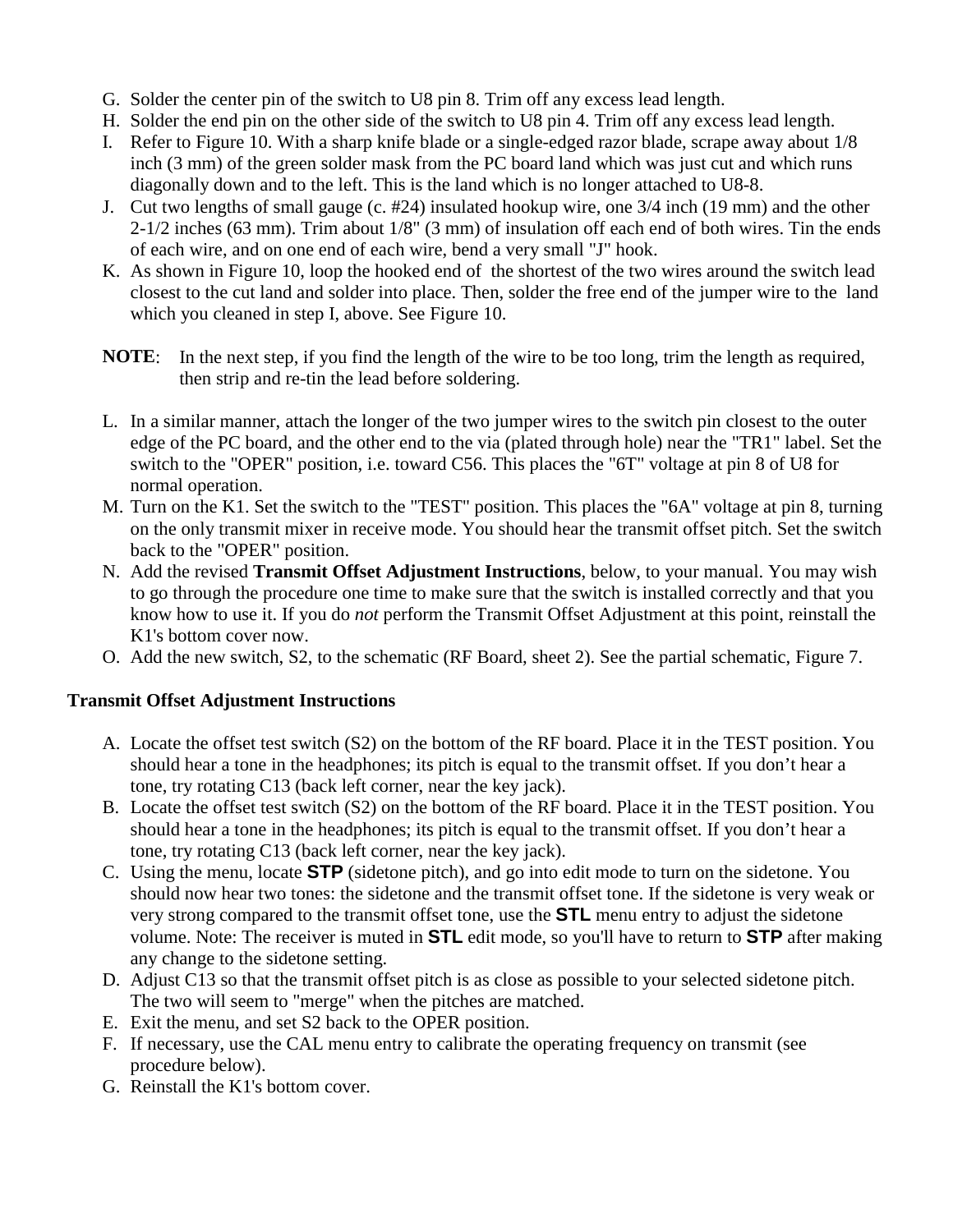G. Solder the center pin of the switch to U8 pin 8. Trim off any excess lead length.
H. Solder the end pin on the other side of the switch to U8 pin 4. Trim off any excess lead length.
I. Refer to Figure 10. With a sharp knife blade or a single-edged razor blade, scrape away about 1/8 inch (3 mm) of the green solder mask from the PC board land which was just cut and which runs diagonally down and to the left. This is the land which is no longer attached to U8-8.
J. Cut two lengths of small gauge (c. #24) insulated hookup wire, one 3/4 inch (19 mm) and the other 2-1/2 inches (63 mm). Trim about 1/8" (3 mm) of insulation off each end of both wires. Tin the ends of each wire, and on one end of each wire, bend a very small "J" hook.
K. As shown in Figure 10, loop the hooked end of the shortest of the two wires around the switch lead closest to the cut land and solder into place. Then, solder the free end of the jumper wire to the land which you cleaned in step I, above. See Figure 10.

**NOTE**: In the next step, if you find the length of the wire to be too long, trim the length as required, then strip and re-tin the lead before soldering.

L. In a similar manner, attach the longer of the two jumper wires to the switch pin closest to the outer edge of the PC board, and the other end to the via (plated through hole) near the "TR1" label. Set the switch to the "OPER" position, i.e. toward C56. This places the "6T" voltage at pin 8 of U8 for normal operation.
M. Turn on the K1. Set the switch to the "TEST" position. This places the "6A" voltage at pin 8, turning on the only transmit mixer in receive mode. You should hear the transmit offset pitch. Set the switch back to the "OPER" position.
N. Add the revised **Transmit Offset Adjustment Instructions**, below, to your manual. You may wish to go through the procedure one time to make sure that the switch is installed correctly and that you know how to use it. If you do *not* perform the Transmit Offset Adjustment at this point, reinstall the K1's bottom cover now.
O. Add the new switch, S2, to the schematic (RF Board, sheet 2). See the partial schematic, Figure 7.

**Transmit Offset Adjustment Instructions**

A. Locate the offset test switch (S2) on the bottom of the RF board. Place it in the TEST position. You should hear a tone in the headphones; its pitch is equal to the transmit offset. If you don't hear a tone, try rotating C13 (back left corner, near the key jack).
B. Locate the offset test switch (S2) on the bottom of the RF board. Place it in the TEST position. You should hear a tone in the headphones; its pitch is equal to the transmit offset. If you don't hear a tone, try rotating C13 (back left corner, near the key jack).
C. Using the menu, locate **STP** (sidetone pitch), and go into edit mode to turn on the sidetone. You should now hear two tones: the sidetone and the transmit offset tone. If the sidetone is very weak or very strong compared to the transmit offset tone, use the **STL** menu entry to adjust the sidetone volume. Note: The receiver is muted in **STL** edit mode, so you'll have to return to **STP** after making any change to the sidetone setting.
D. Adjust C13 so that the transmit offset pitch is as close as possible to your selected sidetone pitch. The two will seem to "merge" when the pitches are matched.
E. Exit the menu, and set S2 back to the OPER position.
F. If necessary, use the CAL menu entry to calibrate the operating frequency on transmit (see procedure below).
G. Reinstall the K1's bottom cover.